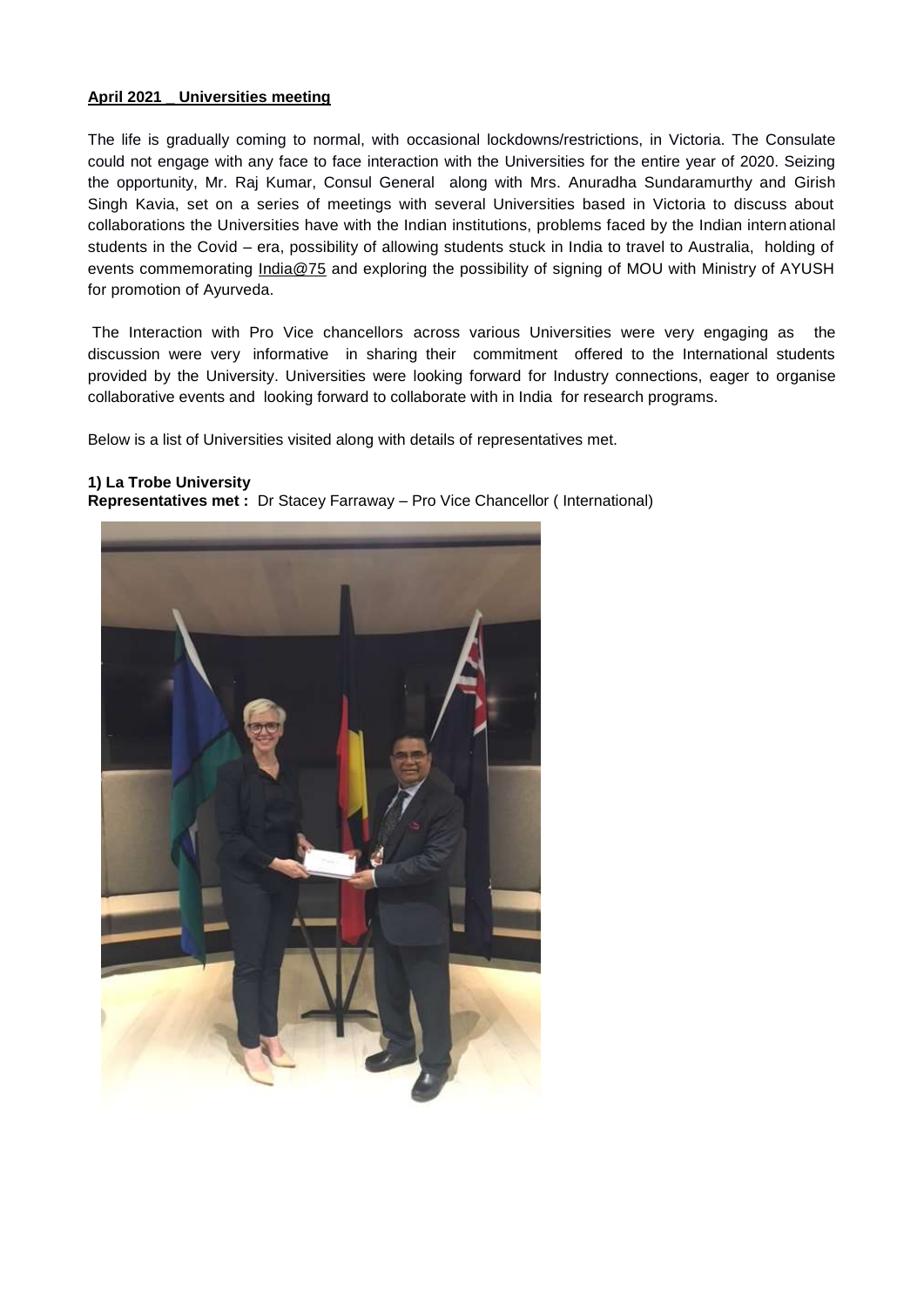**April 2021 _ Universities meeting**

The life is gradually coming to normal, with occasional lockdowns/restrictions, in Victoria. The Consulate could not engage with any face to face interaction with the Universities for the entire year of 2020. Seizing the opportunity, Mr. Raj Kumar, Consul General along with Mrs. Anuradha Sundaramurthy and Girish Singh Kavia, set on a series of meetings with several Universities based in Victoria to discuss about collaborations the Universities have with the Indian institutions, problems faced by the Indian international students in the Covid – era, possibility of allowing students stuck in India to travel to Australia, holding of events commemorating India@75 and exploring the possibility of signing of MOU with Ministry of AYUSH for promotion of Ayurveda.

The Interaction with Pro Vice chancellors across various Universities were very engaging as the discussion were very informative in sharing their commitment offered to the International students provided by the University. Universities were looking forward for Industry connections, eager to organise collaborative events and looking forward to collaborate with in India for research programs.

Below is a list of Universities visited along with details of representatives met.

**1) La Trobe University**
**Representatives met :** Dr Stacey Farraway – Pro Vice Chancellor ( International)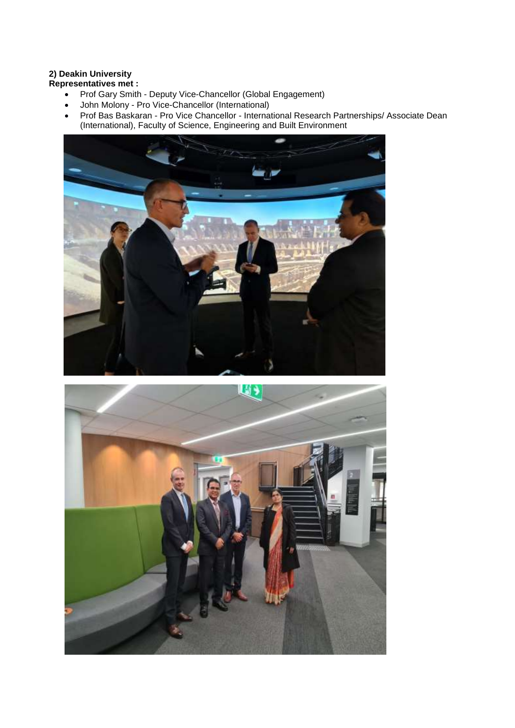**2) Deakin University**
**Representatives met :**

- Prof Gary Smith - Deputy Vice-Chancellor (Global Engagement)
- John Molony - Pro Vice-Chancellor (International)
- Prof Bas Baskaran - Pro Vice Chancellor - International Research Partnerships/ Associate Dean (International), Faculty of Science, Engineering and Built Environment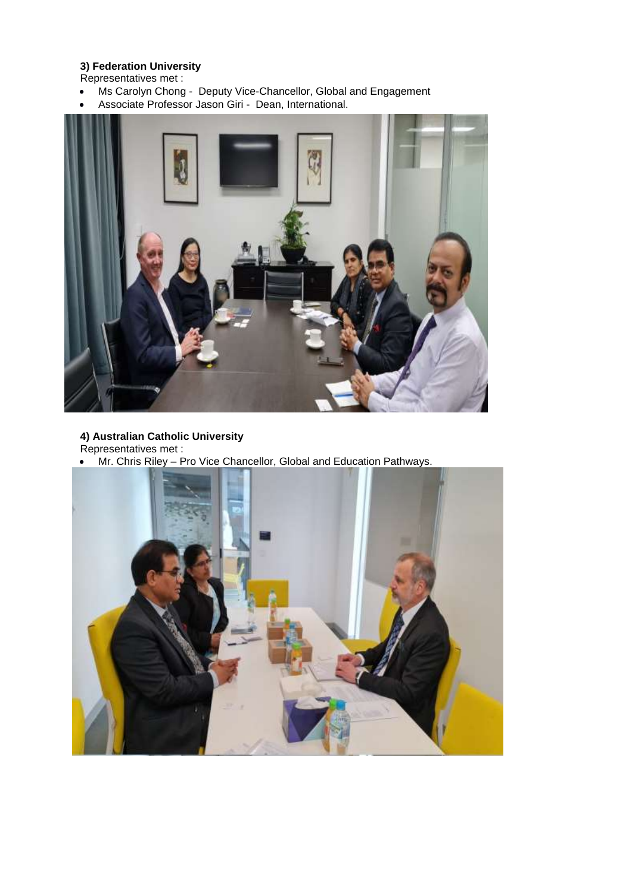**3) Federation University**

Representatives met :

- Ms Carolyn Chong - Deputy Vice-Chancellor, Global and Engagement
- Associate Professor Jason Giri - Dean, International.

**4) Australian Catholic University**

Representatives met :

- Mr. Chris Riley – Pro Vice Chancellor, Global and Education Pathways.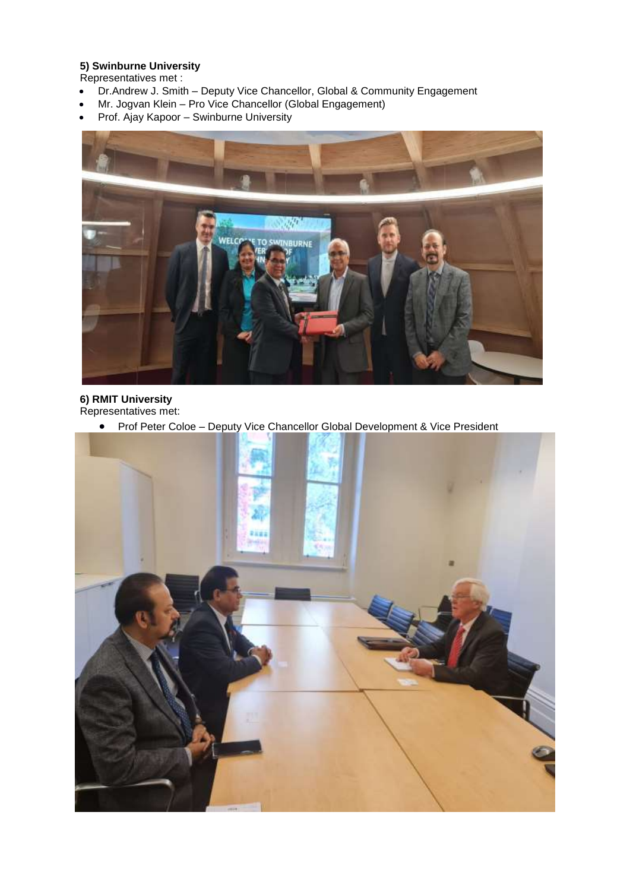**5) Swinburne University**

Representatives met :

- Dr.Andrew J. Smith – Deputy Vice Chancellor, Global & Community Engagement
- Mr. Jogvan Klein – Pro Vice Chancellor (Global Engagement)
- Prof. Ajay Kapoor – Swinburne University

**6) RMIT University**

Representatives met:

- Prof Peter Coloe – Deputy Vice Chancellor Global Development & Vice President